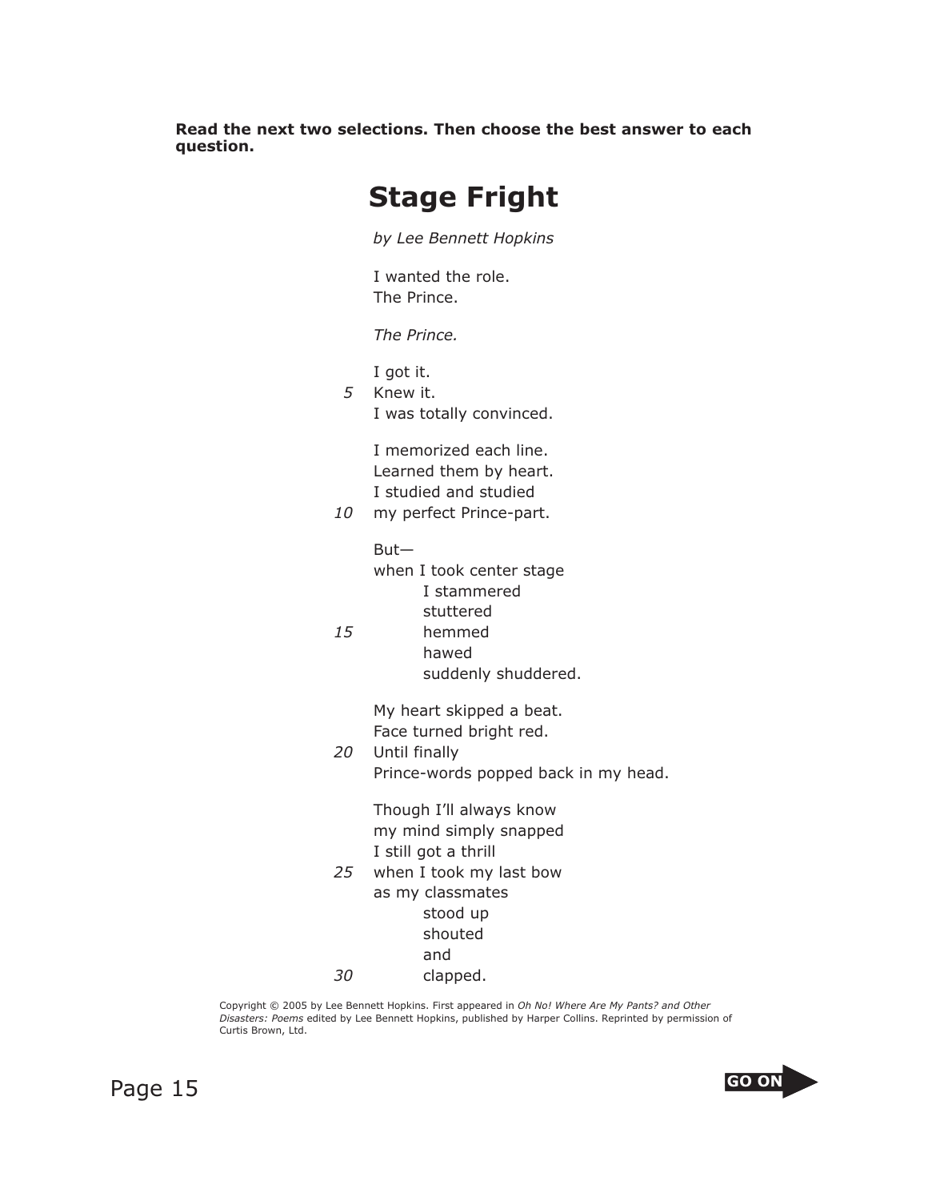**Read the next two selections. Then choose the best answer to each question.**

# Stage Fright

*by Lee Bennett Hopkins*

I wanted the role.  
The Prince.

*The Prince.*

I got it.  
Knew it. *5*  
I was totally convinced.

I memorized each line.  
Learned them by heart.  
I studied and studied  
my perfect Prince-part. *10*

But—  
when I took center stage  
      I stammered  
      stuttered  
      hemmed *15*  
      hawed  
      suddenly shuddered.

My heart skipped a beat.  
Face turned bright red.  
Until finally *20*  
Prince-words popped back in my head.

Though I'll always know  
my mind simply snapped  
I still got a thrill  
when I took my last bow *25*  
as my classmates  
      stood up  
      shouted  
      and  
      clapped. *30*

Copyright © 2005 by Lee Bennett Hopkins. First appeared in *Oh No! Where Are My Pants? and Other Disasters: Poems* edited by Lee Bennett Hopkins, published by Harper Collins. Reprinted by permission of Curtis Brown, Ltd.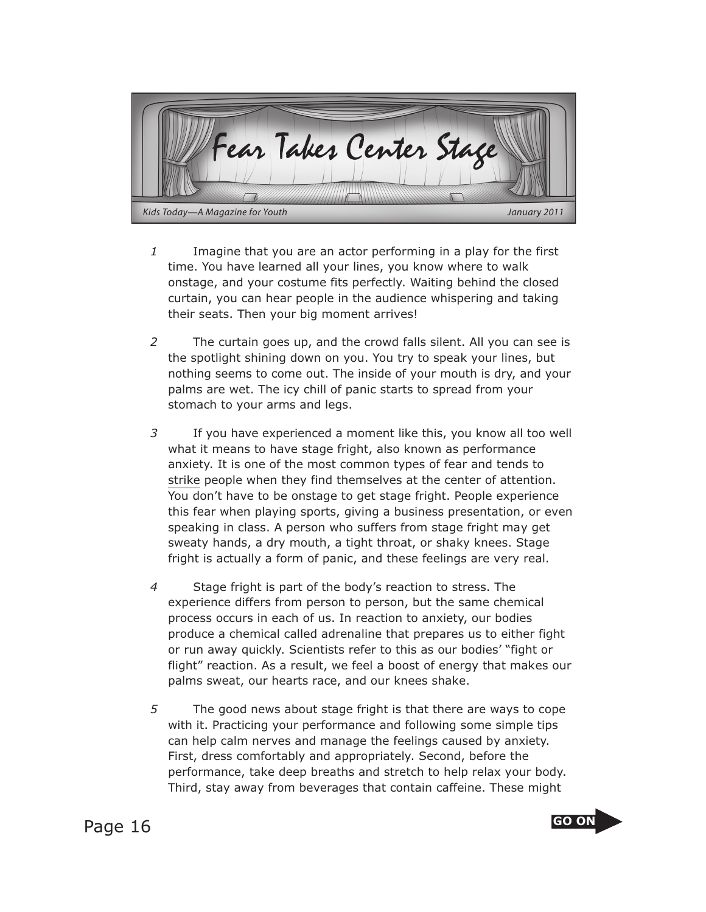# Fear Takes Center Stage

*Kids Today—A Magazine for Youth* *January 2011*

*1* Imagine that you are an actor performing in a play for the first time. You have learned all your lines, you know where to walk onstage, and your costume fits perfectly. Waiting behind the closed curtain, you can hear people in the audience whispering and taking their seats. Then your big moment arrives!

*2* The curtain goes up, and the crowd falls silent. All you can see is the spotlight shining down on you. You try to speak your lines, but nothing seems to come out. The inside of your mouth is dry, and your palms are wet. The icy chill of panic starts to spread from your stomach to your arms and legs.

*3* If you have experienced a moment like this, you know all too well what it means to have stage fright, also known as performance anxiety. It is one of the most common types of fear and tends to <u>strike</u> people when they find themselves at the center of attention. You don't have to be onstage to get stage fright. People experience this fear when playing sports, giving a business presentation, or even speaking in class. A person who suffers from stage fright may get sweaty hands, a dry mouth, a tight throat, or shaky knees. Stage fright is actually a form of panic, and these feelings are very real.

*4* Stage fright is part of the body's reaction to stress. The experience differs from person to person, but the same chemical process occurs in each of us. In reaction to anxiety, our bodies produce a chemical called adrenaline that prepares us to either fight or run away quickly. Scientists refer to this as our bodies' "fight or flight" reaction. As a result, we feel a boost of energy that makes our palms sweat, our hearts race, and our knees shake.

*5* The good news about stage fright is that there are ways to cope with it. Practicing your performance and following some simple tips can help calm nerves and manage the feelings caused by anxiety. First, dress comfortably and appropriately. Second, before the performance, take deep breaths and stretch to help relax your body. Third, stay away from beverages that contain caffeine. These might

GO ON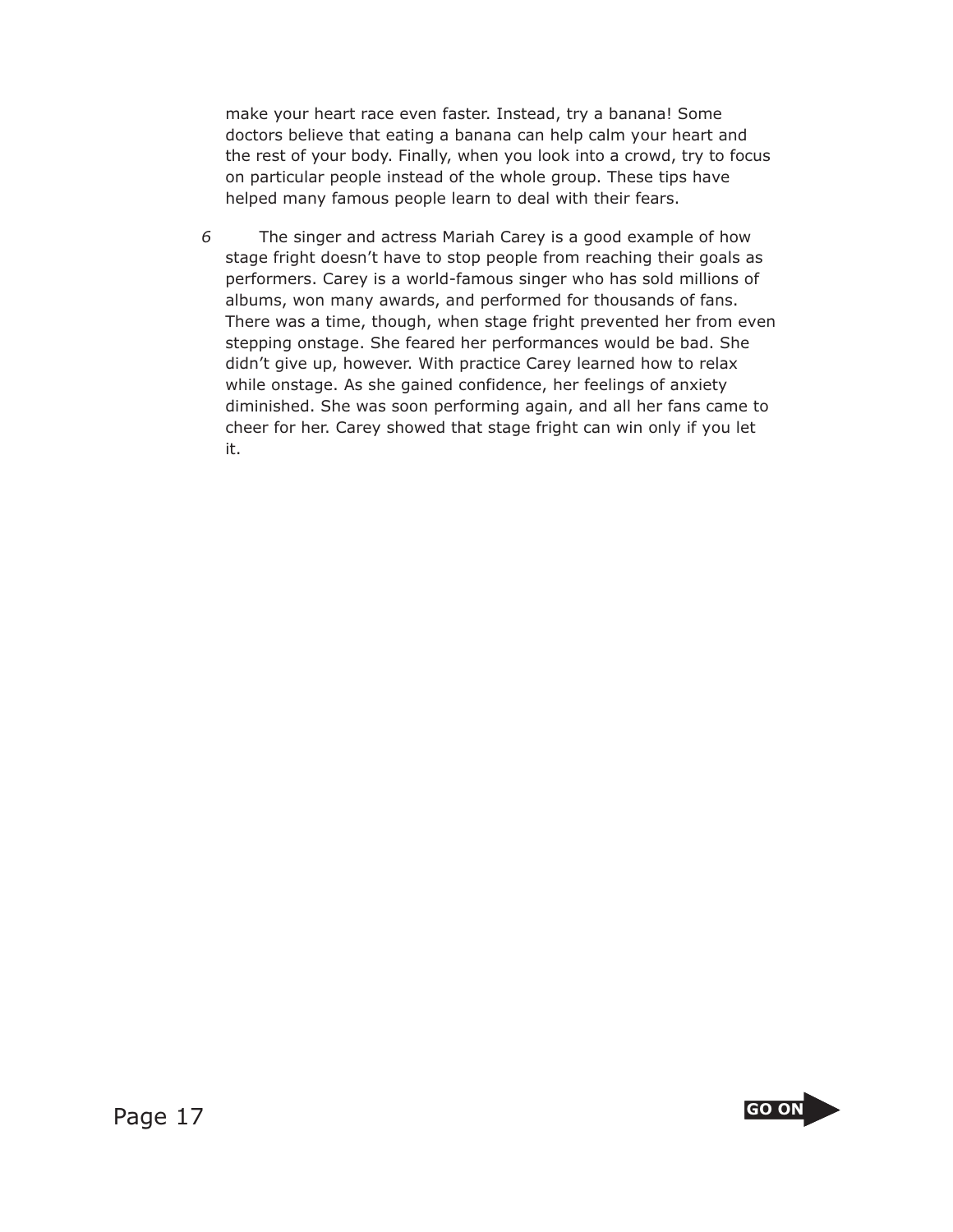make your heart race even faster. Instead, try a banana! Some doctors believe that eating a banana can help calm your heart and the rest of your body. Finally, when you look into a crowd, try to focus on particular people instead of the whole group. These tips have helped many famous people learn to deal with their fears.

*6* The singer and actress Mariah Carey is a good example of how stage fright doesn't have to stop people from reaching their goals as performers. Carey is a world-famous singer who has sold millions of albums, won many awards, and performed for thousands of fans. There was a time, though, when stage fright prevented her from even stepping onstage. She feared her performances would be bad. She didn't give up, however. With practice Carey learned how to relax while onstage. As she gained confidence, her feelings of anxiety diminished. She was soon performing again, and all her fans came to cheer for her. Carey showed that stage fright can win only if you let it.

GO ON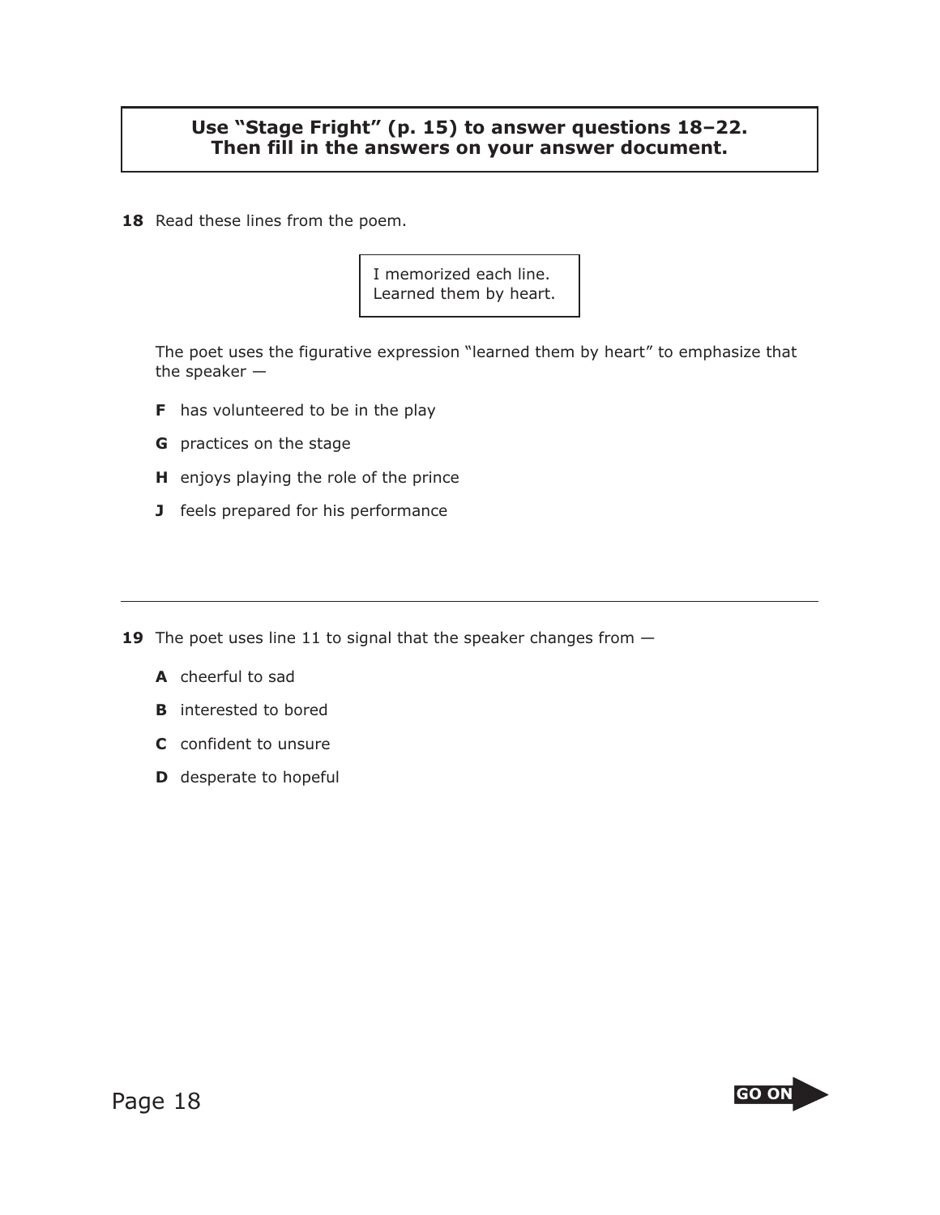**Use "Stage Fright" (p. 15) to answer questions 18–22. Then fill in the answers on your answer document.**

**18** Read these lines from the poem.

> I memorized each line.
> Learned them by heart.

The poet uses the figurative expression "learned them by heart" to emphasize that the speaker —

- **F** has volunteered to be in the play
- **G** practices on the stage
- **H** enjoys playing the role of the prince
- **J** feels prepared for his performance

---

**19** The poet uses line 11 to signal that the speaker changes from —

- **A** cheerful to sad
- **B** interested to bored
- **C** confident to unsure
- **D** desperate to hopeful

GO ON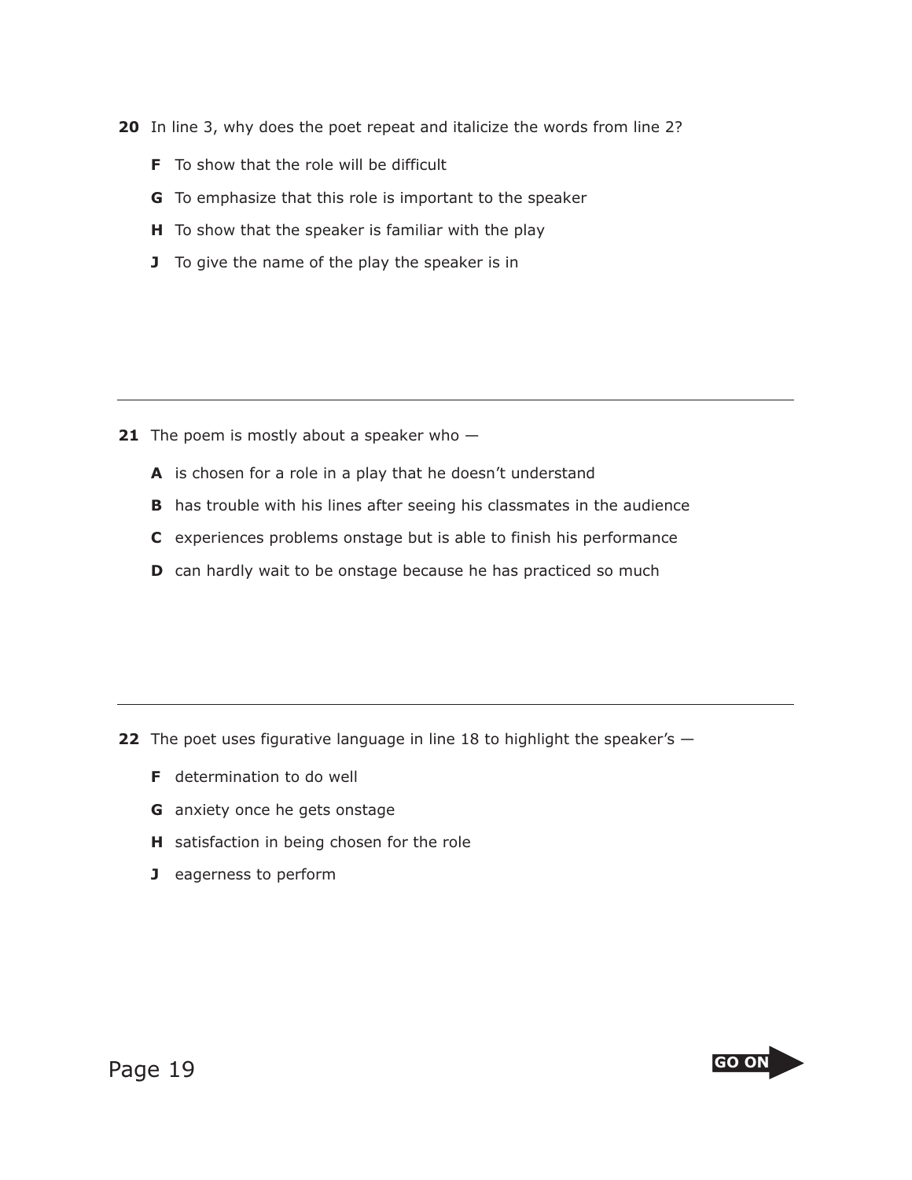**20** In line 3, why does the poet repeat and italicize the words from line 2?

- **F** To show that the role will be difficult
- **G** To emphasize that this role is important to the speaker
- **H** To show that the speaker is familiar with the play
- **J** To give the name of the play the speaker is in

---

**21** The poem is mostly about a speaker who —

- **A** is chosen for a role in a play that he doesn't understand
- **B** has trouble with his lines after seeing his classmates in the audience
- **C** experiences problems onstage but is able to finish his performance
- **D** can hardly wait to be onstage because he has practiced so much

---

**22** The poet uses figurative language in line 18 to highlight the speaker's —

- **F** determination to do well
- **G** anxiety once he gets onstage
- **H** satisfaction in being chosen for the role
- **J** eagerness to perform

GO ON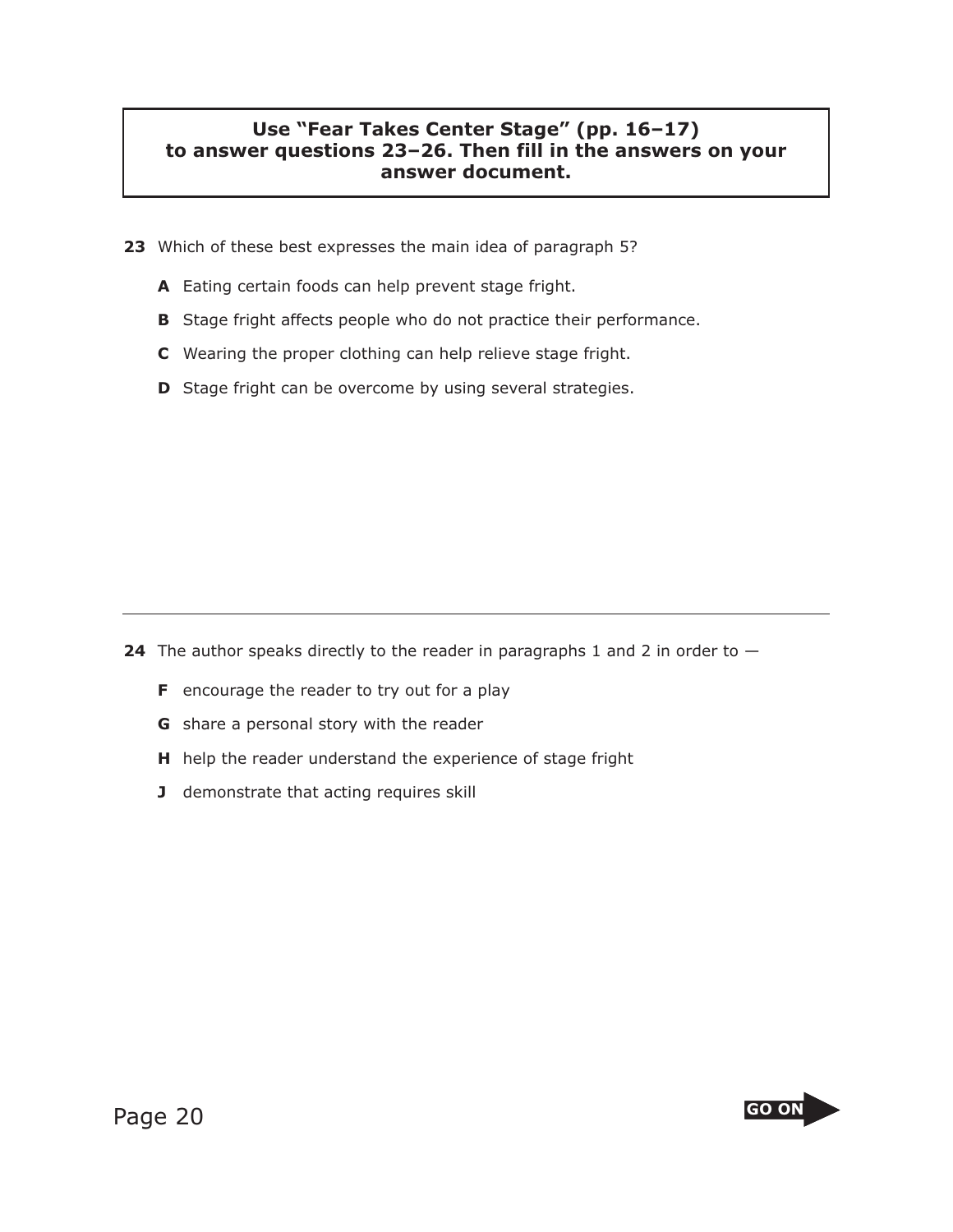**Use "Fear Takes Center Stage" (pp. 16–17) to answer questions 23–26. Then fill in the answers on your answer document.**

**23** Which of these best expresses the main idea of paragraph 5?

- **A** Eating certain foods can help prevent stage fright.
- **B** Stage fright affects people who do not practice their performance.
- **C** Wearing the proper clothing can help relieve stage fright.
- **D** Stage fright can be overcome by using several strategies.

---

**24** The author speaks directly to the reader in paragraphs 1 and 2 in order to —

- **F** encourage the reader to try out for a play
- **G** share a personal story with the reader
- **H** help the reader understand the experience of stage fright
- **J** demonstrate that acting requires skill

GO ON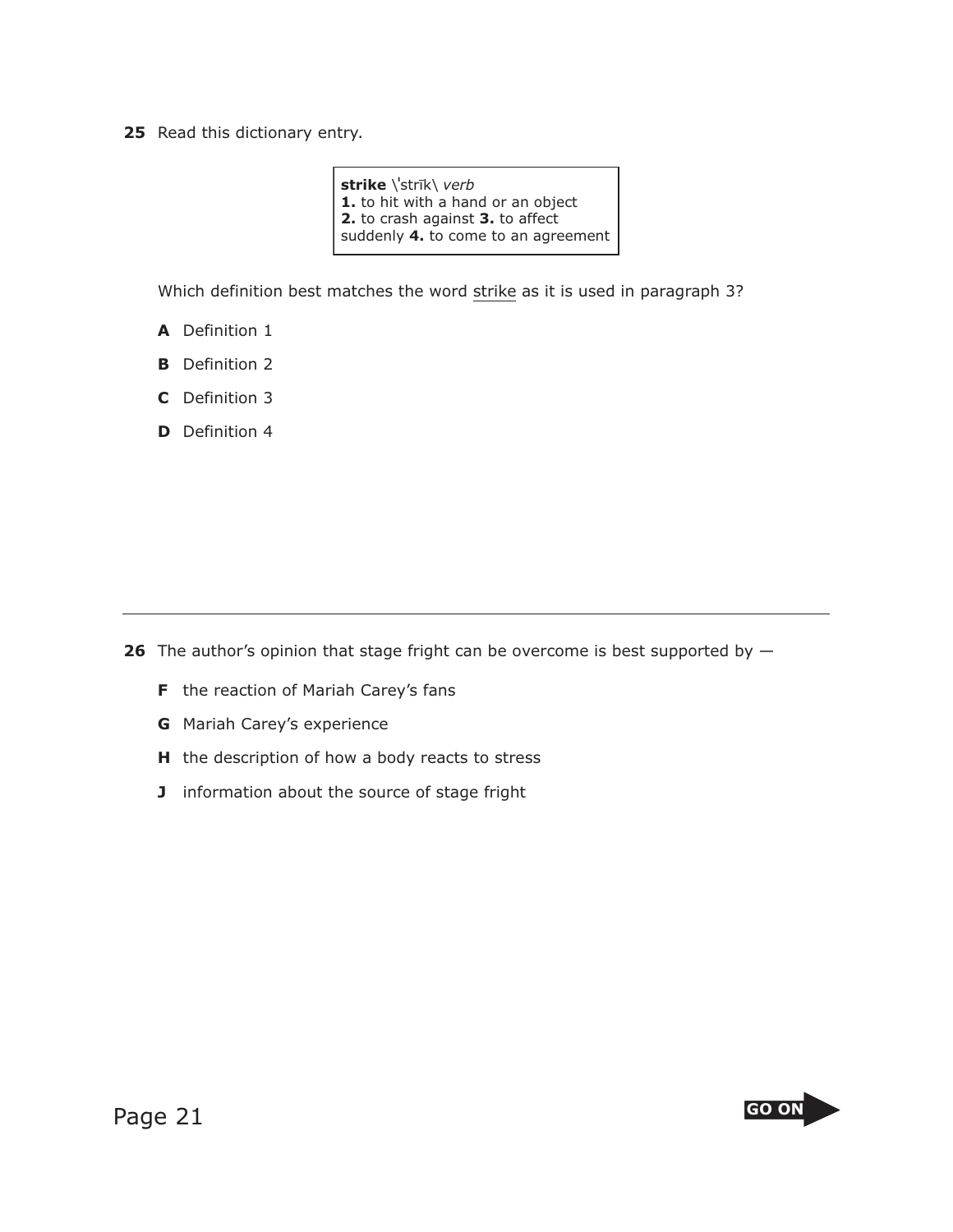**25** Read this dictionary entry.

> **strike** \ˈstrīk\ *verb*
> **1.** to hit with a hand or an object
> **2.** to crash against **3.** to affect suddenly **4.** to come to an agreement

Which definition best matches the word strike as it is used in paragraph 3?

- **A** Definition 1
- **B** Definition 2
- **C** Definition 3
- **D** Definition 4

---

**26** The author's opinion that stage fright can be overcome is best supported by —

- **F** the reaction of Mariah Carey's fans
- **G** Mariah Carey's experience
- **H** the description of how a body reacts to stress
- **J** information about the source of stage fright

GO ON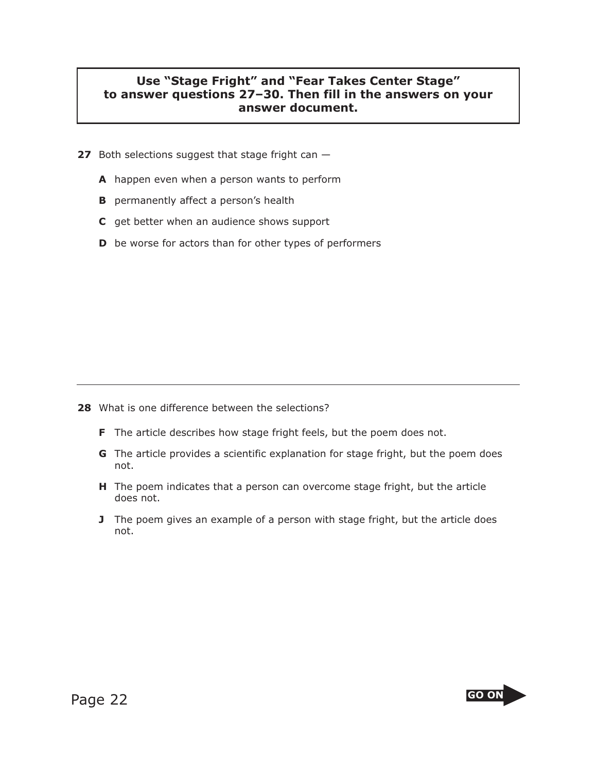**Use "Stage Fright" and "Fear Takes Center Stage" to answer questions 27–30. Then fill in the answers on your answer document.**

**27** Both selections suggest that stage fright can —

**A** happen even when a person wants to perform

**B** permanently affect a person's health

**C** get better when an audience shows support

**D** be worse for actors than for other types of performers

---

**28** What is one difference between the selections?

**F** The article describes how stage fright feels, but the poem does not.

**G** The article provides a scientific explanation for stage fright, but the poem does not.

**H** The poem indicates that a person can overcome stage fright, but the article does not.

**J** The poem gives an example of a person with stage fright, but the article does not.

GO ON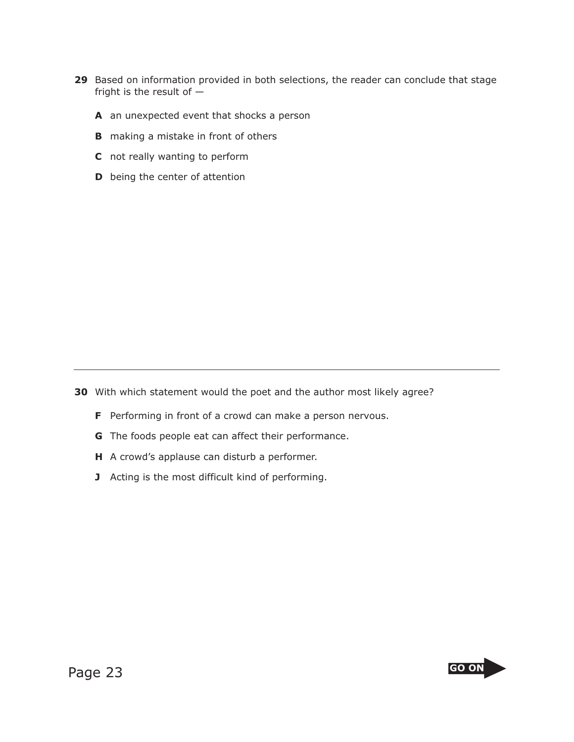**29** Based on information provided in both selections, the reader can conclude that stage fright is the result of —

**A** an unexpected event that shocks a person

**B** making a mistake in front of others

**C** not really wanting to perform

**D** being the center of attention

---

**30** With which statement would the poet and the author most likely agree?

**F** Performing in front of a crowd can make a person nervous.

**G** The foods people eat can affect their performance.

**H** A crowd's applause can disturb a performer.

**J** Acting is the most difficult kind of performing.

GO ON